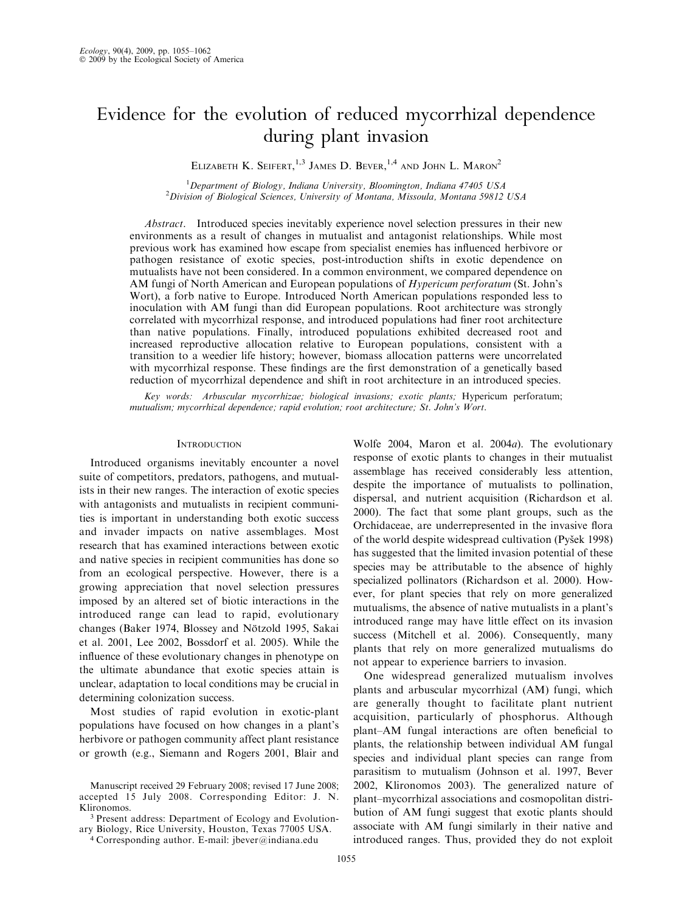# Evidence for the evolution of reduced mycorrhizal dependence during plant invasion

Elizabeth K. Seifert,[1,3] James D. Bever,[1,4] and John L. Maron[2]

[1]Department of Biology, Indiana University, Bloomington, Indiana 47405 USA
[2]Division of Biological Sciences, University of Montana, Missoula, Montana 59812 USA

*Abstract*. Introduced species inevitably experience novel selection pressures in their new environments as a result of changes in mutualist and antagonist relationships. While most previous work has examined how escape from specialist enemies has influenced herbivore or pathogen resistance of exotic species, post-introduction shifts in exotic dependence on mutualists have not been considered. In a common environment, we compared dependence on AM fungi of North American and European populations of *Hypericum perforatum* (St. John's Wort), a forb native to Europe. Introduced North American populations responded less to inoculation with AM fungi than did European populations. Root architecture was strongly correlated with mycorrhizal response, and introduced populations had finer root architecture than native populations. Finally, introduced populations exhibited decreased root and increased reproductive allocation relative to European populations, consistent with a transition to a weedier life history; however, biomass allocation patterns were uncorrelated with mycorrhizal response. These findings are the first demonstration of a genetically based reduction of mycorrhizal dependence and shift in root architecture in an introduced species.

*Key words: Arbuscular mycorrhizae; biological invasions; exotic plants;* Hypericum perforatum; *mutualism; mycorrhizal dependence; rapid evolution; root architecture; St. John's Wort.*

## Introduction

Introduced organisms inevitably encounter a novel suite of competitors, predators, pathogens, and mutualists in their new ranges. The interaction of exotic species with antagonists and mutualists in recipient communities is important in understanding both exotic success and invader impacts on native assemblages. Most research that has examined interactions between exotic and native species in recipient communities has done so from an ecological perspective. However, there is a growing appreciation that novel selection pressures imposed by an altered set of biotic interactions in the introduced range can lead to rapid, evolutionary changes (Baker 1974, Blossey and Nötzold 1995, Sakai et al. 2001, Lee 2002, Bossdorf et al. 2005). While the influence of these evolutionary changes in phenotype on the ultimate abundance that exotic species attain is unclear, adaptation to local conditions may be crucial in determining colonization success.

Most studies of rapid evolution in exotic-plant populations have focused on how changes in a plant's herbivore or pathogen community affect plant resistance or growth (e.g., Siemann and Rogers 2001, Blair and Wolfe 2004, Maron et al. 2004*a*). The evolutionary response of exotic plants to changes in their mutualist assemblage has received considerably less attention, despite the importance of mutualists to pollination, dispersal, and nutrient acquisition (Richardson et al. 2000). The fact that some plant groups, such as the Orchidaceae, are underrepresented in the invasive flora of the world despite widespread cultivation (Pyšek 1998) has suggested that the limited invasion potential of these species may be attributable to the absence of highly specialized pollinators (Richardson et al. 2000). However, for plant species that rely on more generalized mutualisms, the absence of native mutualists in a plant's introduced range may have little effect on its invasion success (Mitchell et al. 2006). Consequently, many plants that rely on more generalized mutualisms do not appear to experience barriers to invasion.

One widespread generalized mutualism involves plants and arbuscular mycorrhizal (AM) fungi, which are generally thought to facilitate plant nutrient acquisition, particularly of phosphorus. Although plant–AM fungal interactions are often beneficial to plants, the relationship between individual AM fungal species and individual plant species can range from parasitism to mutualism (Johnson et al. 1997, Bever 2002, Klironomos 2003). The generalized nature of plant–mycorrhizal associations and cosmopolitan distribution of AM fungi suggest that exotic plants should associate with AM fungi similarly in their native and introduced ranges. Thus, provided they do not exploit

Manuscript received 29 February 2008; revised 17 June 2008; accepted 15 July 2008. Corresponding Editor: J. N. Klironomos.

[3] Present address: Department of Ecology and Evolutionary Biology, Rice University, Houston, Texas 77005 USA.

[4] Corresponding author. E-mail: jbever@indiana.edu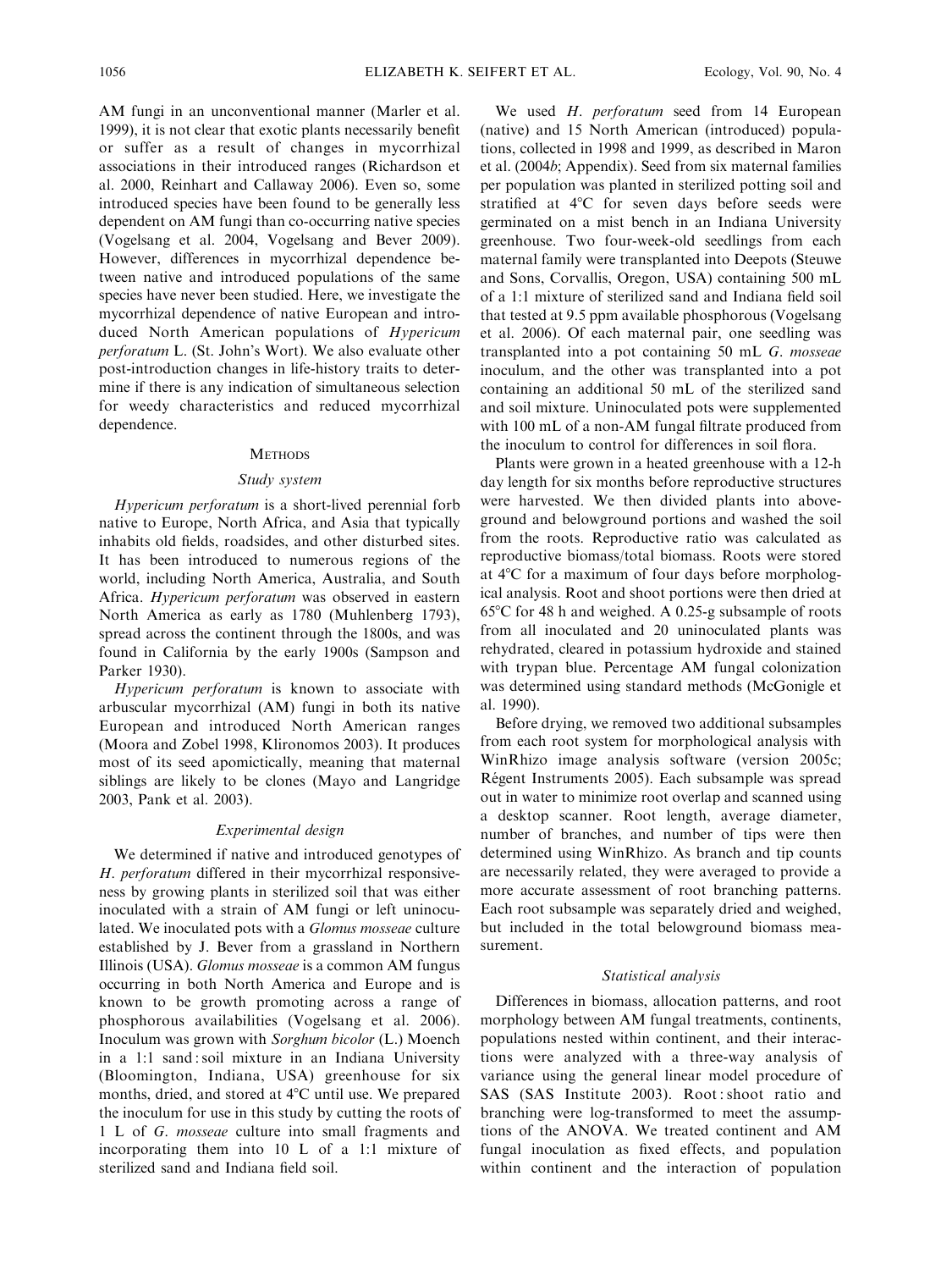AM fungi in an unconventional manner (Marler et al. 1999), it is not clear that exotic plants necessarily benefit or suffer as a result of changes in mycorrhizal associations in their introduced ranges (Richardson et al. 2000, Reinhart and Callaway 2006). Even so, some introduced species have been found to be generally less dependent on AM fungi than co-occurring native species (Vogelsang et al. 2004, Vogelsang and Bever 2009). However, differences in mycorrhizal dependence between native and introduced populations of the same species have never been studied. Here, we investigate the mycorrhizal dependence of native European and introduced North American populations of *Hypericum perforatum* L. (St. John's Wort). We also evaluate other post-introduction changes in life-history traits to determine if there is any indication of simultaneous selection for weedy characteristics and reduced mycorrhizal dependence.

## Methods

### Study system

*Hypericum perforatum* is a short-lived perennial forb native to Europe, North Africa, and Asia that typically inhabits old fields, roadsides, and other disturbed sites. It has been introduced to numerous regions of the world, including North America, Australia, and South Africa. *Hypericum perforatum* was observed in eastern North America as early as 1780 (Muhlenberg 1793), spread across the continent through the 1800s, and was found in California by the early 1900s (Sampson and Parker 1930).

*Hypericum perforatum* is known to associate with arbuscular mycorrhizal (AM) fungi in both its native European and introduced North American ranges (Moora and Zobel 1998, Klironomos 2003). It produces most of its seed apomictically, meaning that maternal siblings are likely to be clones (Mayo and Langridge 2003, Pank et al. 2003).

### Experimental design

We determined if native and introduced genotypes of *H. perforatum* differed in their mycorrhizal responsiveness by growing plants in sterilized soil that was either inoculated with a strain of AM fungi or left uninoculated. We inoculated pots with a *Glomus mosseae* culture established by J. Bever from a grassland in Northern Illinois (USA). *Glomus mosseae* is a common AM fungus occurring in both North America and Europe and is known to be growth promoting across a range of phosphorous availabilities (Vogelsang et al. 2006). Inoculum was grown with *Sorghum bicolor* (L.) Moench in a 1:1 sand : soil mixture in an Indiana University (Bloomington, Indiana, USA) greenhouse for six months, dried, and stored at 4°C until use. We prepared the inoculum for use in this study by cutting the roots of 1 L of *G. mosseae* culture into small fragments and incorporating them into 10 L of a 1:1 mixture of sterilized sand and Indiana field soil.

We used *H. perforatum* seed from 14 European (native) and 15 North American (introduced) populations, collected in 1998 and 1999, as described in Maron et al. (2004*b*; Appendix). Seed from six maternal families per population was planted in sterilized potting soil and stratified at 4°C for seven days before seeds were germinated on a mist bench in an Indiana University greenhouse. Two four-week-old seedlings from each maternal family were transplanted into Deepots (Steuwe and Sons, Corvallis, Oregon, USA) containing 500 mL of a 1:1 mixture of sterilized sand and Indiana field soil that tested at 9.5 ppm available phosphorous (Vogelsang et al. 2006). Of each maternal pair, one seedling was transplanted into a pot containing 50 mL *G. mosseae* inoculum, and the other was transplanted into a pot containing an additional 50 mL of the sterilized sand and soil mixture. Uninoculated pots were supplemented with 100 mL of a non-AM fungal filtrate produced from the inoculum to control for differences in soil flora.

Plants were grown in a heated greenhouse with a 12-h day length for six months before reproductive structures were harvested. We then divided plants into aboveground and belowground portions and washed the soil from the roots. Reproductive ratio was calculated as reproductive biomass/total biomass. Roots were stored at 4°C for a maximum of four days before morphological analysis. Root and shoot portions were then dried at 65°C for 48 h and weighed. A 0.25-g subsample of roots from all inoculated and 20 uninoculated plants was rehydrated, cleared in potassium hydroxide and stained with trypan blue. Percentage AM fungal colonization was determined using standard methods (McGonigle et al. 1990).

Before drying, we removed two additional subsamples from each root system for morphological analysis with WinRhizo image analysis software (version 2005c; Régent Instruments 2005). Each subsample was spread out in water to minimize root overlap and scanned using a desktop scanner. Root length, average diameter, number of branches, and number of tips were then determined using WinRhizo. As branch and tip counts are necessarily related, they were averaged to provide a more accurate assessment of root branching patterns. Each root subsample was separately dried and weighed, but included in the total belowground biomass measurement.

### Statistical analysis

Differences in biomass, allocation patterns, and root morphology between AM fungal treatments, continents, populations nested within continent, and their interactions were analyzed with a three-way analysis of variance using the general linear model procedure of SAS (SAS Institute 2003). Root : shoot ratio and branching were log-transformed to meet the assumptions of the ANOVA. We treated continent and AM fungal inoculation as fixed effects, and population within continent and the interaction of population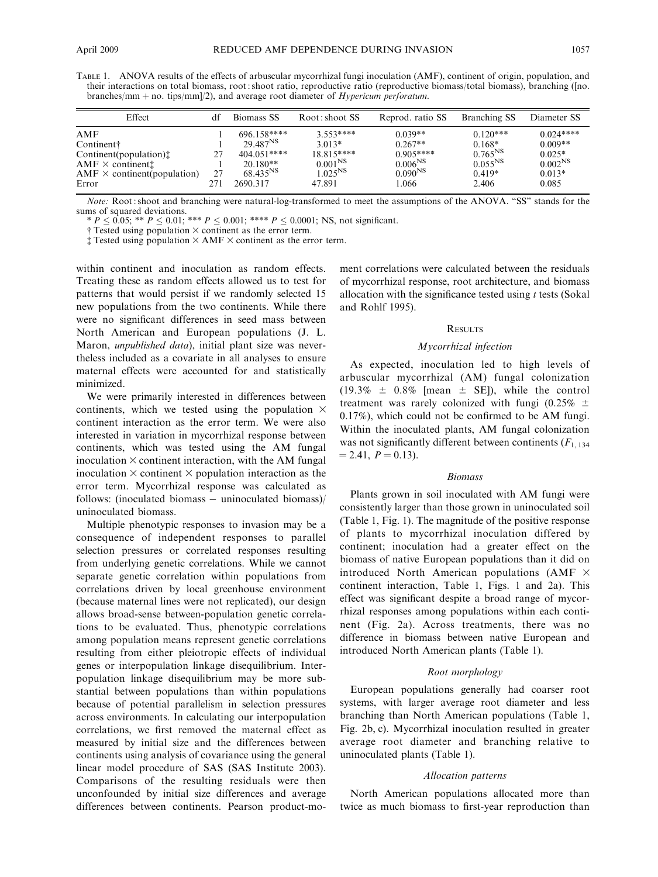Table 1. ANOVA results of the effects of arbuscular mycorrhizal fungi inoculation (AMF), continent of origin, population, and their interactions on total biomass, root : shoot ratio, reproductive ratio (reproductive biomass/total biomass), branching ([no. branches/mm + no. tips/mm]/2), and average root diameter of *Hypericum perforatum*.

| Effect | df | Biomass SS | Root : shoot SS | Reprod. ratio SS | Branching SS | Diameter SS |
|---|---|---|---|---|---|---|
| AMF | 1 | 696.158**** | 3.553**** | 0.039** | 0.120*** | 0.024**** |
| Continent† | 1 | 29.487$^{NS}$ | 3.013* | 0.267** | 0.168* | 0.009** |
| Continent(population)‡ | 27 | 404.051**** | 18.815**** | 0.905**** | 0.765$^{NS}$ | 0.025* |
| AMF × continent‡ | 1 | 20.180** | 0.001$^{NS}$ | 0.006$^{NS}$ | 0.055$^{NS}$ | 0.002$^{NS}$ |
| AMF × continent(population) | 27 | 68.435$^{NS}$ | 1.025$^{NS}$ | 0.090$^{NS}$ | 0.419* | 0.013* |
| Error | 271 | 2690.317 | 47.891 | 1.066 | 2.406 | 0.085 |

*Note:* Root : shoot and branching were natural-log-transformed to meet the assumptions of the ANOVA. "SS" stands for the sums of squared deviations.

\* $P \leq 0.05$; ** $P \leq 0.01$; *** $P \leq 0.001$; **** $P \leq 0.0001$; NS, not significant.

† Tested using population × continent as the error term.

‡ Tested using population × AMF × continent as the error term.

within continent and inoculation as random effects. Treating these as random effects allowed us to test for patterns that would persist if we randomly selected 15 new populations from the two continents. While there were no significant differences in seed mass between North American and European populations (J. L. Maron, *unpublished data*), initial plant size was nevertheless included as a covariate in all analyses to ensure maternal effects were accounted for and statistically minimized.

We were primarily interested in differences between continents, which we tested using the population × continent interaction as the error term. We were also interested in variation in mycorrhizal response between continents, which was tested using the AM fungal inoculation × continent interaction, with the AM fungal inoculation × continent × population interaction as the error term. Mycorrhizal response was calculated as follows: (inoculated biomass − uninoculated biomass)/ uninoculated biomass.

Multiple phenotypic responses to invasion may be a consequence of independent responses to parallel selection pressures or correlated responses resulting from underlying genetic correlations. While we cannot separate genetic correlation within populations from correlations driven by local greenhouse environment (because maternal lines were not replicated), our design allows broad-sense between-population genetic correlations to be evaluated. Thus, phenotypic correlations among population means represent genetic correlations resulting from either pleiotropic effects of individual genes or interpopulation linkage disequilibrium. Interpopulation linkage disequilibrium may be more substantial between populations than within populations because of potential parallelism in selection pressures across environments. In calculating our interpopulation correlations, we first removed the maternal effect as measured by initial size and the differences between continents using analysis of covariance using the general linear model procedure of SAS (SAS Institute 2003). Comparisons of the resulting residuals were then unconfounded by initial size differences and average differences between continents. Pearson product-moment correlations were calculated between the residuals of mycorrhizal response, root architecture, and biomass allocation with the significance tested using *t* tests (Sokal and Rohlf 1995).

## Results

### *Mycorrhizal infection*

As expected, inoculation led to high levels of arbuscular mycorrhizal (AM) fungal colonization (19.3% ± 0.8% [mean ± SE]), while the control treatment was rarely colonized with fungi (0.25% ± 0.17%), which could not be confirmed to be AM fungi. Within the inoculated plants, AM fungal colonization was not significantly different between continents ($F_{1,134} = 2.41$, $P = 0.13$).

### *Biomass*

Plants grown in soil inoculated with AM fungi were consistently larger than those grown in uninoculated soil (Table 1, Fig. 1). The magnitude of the positive response of plants to mycorrhizal inoculation differed by continent; inoculation had a greater effect on the biomass of native European populations than it did on introduced North American populations (AMF × continent interaction, Table 1, Figs. 1 and 2a). This effect was significant despite a broad range of mycorrhizal responses among populations within each continent (Fig. 2a). Across treatments, there was no difference in biomass between native European and introduced North American plants (Table 1).

### *Root morphology*

European populations generally had coarser root systems, with larger average root diameter and less branching than North American populations (Table 1, Fig. 2b, c). Mycorrhizal inoculation resulted in greater average root diameter and branching relative to uninoculated plants (Table 1).

### *Allocation patterns*

North American populations allocated more than twice as much biomass to first-year reproduction than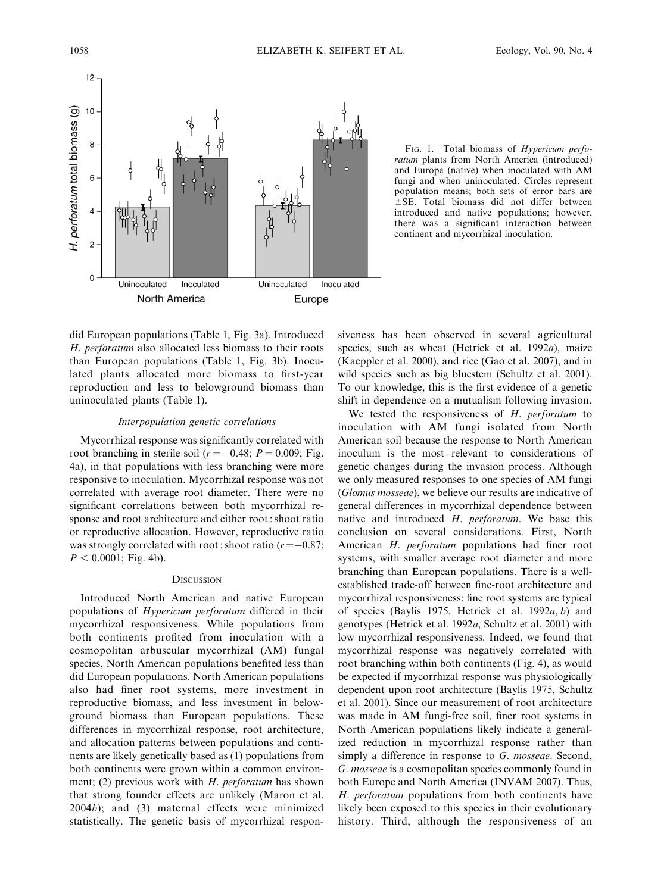FIG. 1. Total biomass of *Hypericum perforatum* plants from North America (introduced) and Europe (native) when inoculated with AM fungi and when uninoculated. Circles represent population means; both sets of error bars are ±SE. Total biomass did not differ between introduced and native populations; however, there was a significant interaction between continent and mycorrhizal inoculation.

did European populations (Table 1, Fig. 3a). Introduced *H. perforatum* also allocated less biomass to their roots than European populations (Table 1, Fig. 3b). Inoculated plants allocated more biomass to first-year reproduction and less to belowground biomass than uninoculated plants (Table 1).

### *Interpopulation genetic correlations*

Mycorrhizal response was significantly correlated with root branching in sterile soil ($r = -0.48$; $P = 0.009$; Fig. 4a), in that populations with less branching were more responsive to inoculation. Mycorrhizal response was not correlated with average root diameter. There were no significant correlations between both mycorrhizal response and root architecture and either root : shoot ratio or reproductive allocation. However, reproductive ratio was strongly correlated with root : shoot ratio ($r = -0.87$; $P < 0.0001$; Fig. 4b).

## DISCUSSION

Introduced North American and native European populations of *Hypericum perforatum* differed in their mycorrhizal responsiveness. While populations from both continents profited from inoculation with a cosmopolitan arbuscular mycorrhizal (AM) fungal species, North American populations benefited less than did European populations. North American populations also had finer root systems, more investment in reproductive biomass, and less investment in belowground biomass than European populations. These differences in mycorrhizal response, root architecture, and allocation patterns between populations and continents are likely genetically based as (1) populations from both continents were grown within a common environment; (2) previous work with *H. perforatum* has shown that strong founder effects are unlikely (Maron et al. 2004*b*); and (3) maternal effects were minimized statistically. The genetic basis of mycorrhizal responsiveness has been observed in several agricultural species, such as wheat (Hetrick et al. 1992*a*), maize (Kaeppler et al. 2000), and rice (Gao et al. 2007), and in wild species such as big bluestem (Schultz et al. 2001). To our knowledge, this is the first evidence of a genetic shift in dependence on a mutualism following invasion.

We tested the responsiveness of *H. perforatum* to inoculation with AM fungi isolated from North American soil because the response to North American inoculum is the most relevant to considerations of genetic changes during the invasion process. Although we only measured responses to one species of AM fungi (*Glomus mosseae*), we believe our results are indicative of general differences in mycorrhizal dependence between native and introduced *H. perforatum*. We base this conclusion on several considerations. First, North American *H. perforatum* populations had finer root systems, with smaller average root diameter and more branching than European populations. There is a well-established trade-off between fine-root architecture and mycorrhizal responsiveness: fine root systems are typical of species (Baylis 1975, Hetrick et al. 1992*a*, *b*) and genotypes (Hetrick et al. 1992*a*, Schultz et al. 2001) with low mycorrhizal responsiveness. Indeed, we found that mycorrhizal response was negatively correlated with root branching within both continents (Fig. 4), as would be expected if mycorrhizal response was physiologically dependent upon root architecture (Baylis 1975, Schultz et al. 2001). Since our measurement of root architecture was made in AM fungi-free soil, finer root systems in North American populations likely indicate a generalized reduction in mycorrhizal response rather than simply a difference in response to *G. mosseae*. Second, *G. mosseae* is a cosmopolitan species commonly found in both Europe and North America (INVAM 2007). Thus, *H. perforatum* populations from both continents have likely been exposed to this species in their evolutionary history. Third, although the responsiveness of an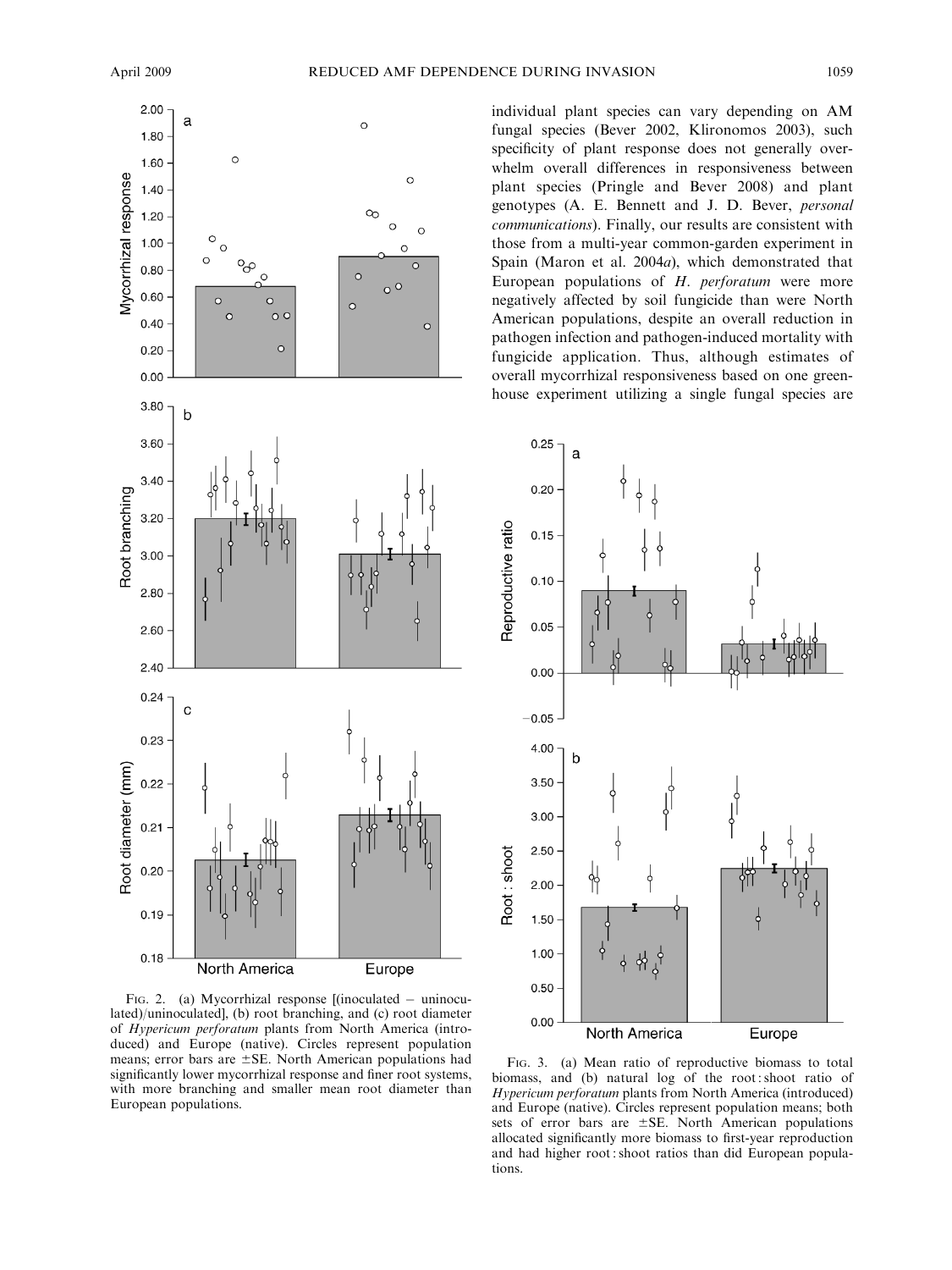individual plant species can vary depending on AM fungal species (Bever 2002, Klironomos 2003), such specificity of plant response does not generally overwhelm overall differences in responsiveness between plant species (Pringle and Bever 2008) and plant genotypes (A. E. Bennett and J. D. Bever, *personal communications*). Finally, our results are consistent with those from a multi-year common-garden experiment in Spain (Maron et al. 2004*a*), which demonstrated that European populations of *H. perforatum* were more negatively affected by soil fungicide than were North American populations, despite an overall reduction in pathogen infection and pathogen-induced mortality with fungicide application. Thus, although estimates of overall mycorrhizal responsiveness based on one greenhouse experiment utilizing a single fungal species are

FIG. 2. (a) Mycorrhizal response [(inoculated – uninoculated)/uninoculated], (b) root branching, and (c) root diameter of *Hypericum perforatum* plants from North America (introduced) and Europe (native). Circles represent population means; error bars are ±SE. North American populations had significantly lower mycorrhizal response and finer root systems, with more branching and smaller mean root diameter than European populations.

FIG. 3. (a) Mean ratio of reproductive biomass to total biomass, and (b) natural log of the root : shoot ratio of *Hypericum perforatum* plants from North America (introduced) and Europe (native). Circles represent population means; both sets of error bars are ±SE. North American populations allocated significantly more biomass to first-year reproduction and had higher root : shoot ratios than did European populations.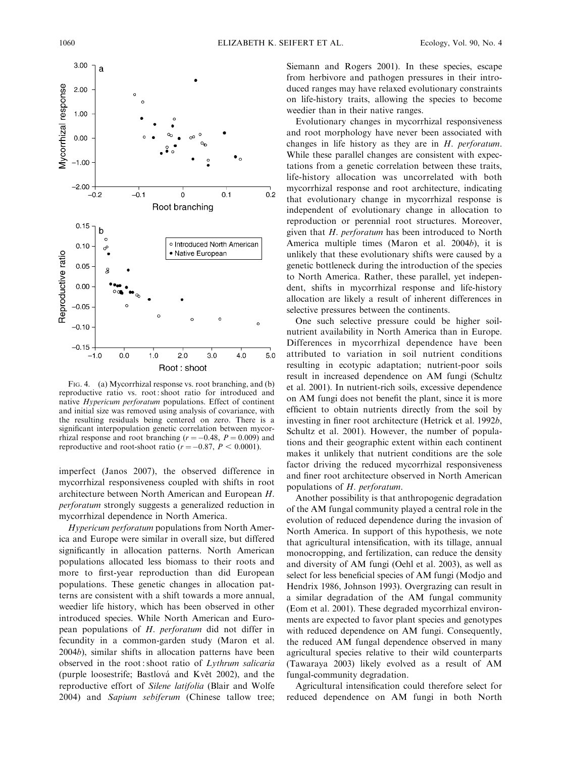FIG. 4. (a) Mycorrhizal response vs. root branching, and (b) reproductive ratio vs. root : shoot ratio for introduced and native *Hypericum perforatum* populations. Effect of continent and initial size was removed using analysis of covariance, with the resulting residuals being centered on zero. There is a significant interpopulation genetic correlation between mycorrhizal response and root branching ($r = -0.48$, $P = 0.009$) and reproductive and root-shoot ratio ($r = -0.87$, $P < 0.0001$).

imperfect (Janos 2007), the observed difference in mycorrhizal responsiveness coupled with shifts in root architecture between North American and European *H. perforatum* strongly suggests a generalized reduction in mycorrhizal dependence in North America.

*Hypericum perforatum* populations from North America and Europe were similar in overall size, but differed significantly in allocation patterns. North American populations allocated less biomass to their roots and more to first-year reproduction than did European populations. These genetic changes in allocation patterns are consistent with a shift towards a more annual, weedier life history, which has been observed in other introduced species. While North American and European populations of *H. perforatum* did not differ in fecundity in a common-garden study (Maron et al. 2004*b*), similar shifts in allocation patterns have been observed in the root : shoot ratio of *Lythrum salicaria* (purple loosestrife; Bastlová and Květ 2002), and the reproductive effort of *Silene latifolia* (Blair and Wolfe 2004) and *Sapium sebiferum* (Chinese tallow tree; Siemann and Rogers 2001). In these species, escape from herbivore and pathogen pressures in their introduced ranges may have relaxed evolutionary constraints on life-history traits, allowing the species to become weedier than in their native ranges.

Evolutionary changes in mycorrhizal responsiveness and root morphology have never been associated with changes in life history as they are in *H. perforatum*. While these parallel changes are consistent with expectations from a genetic correlation between these traits, life-history allocation was uncorrelated with both mycorrhizal response and root architecture, indicating that evolutionary change in mycorrhizal response is independent of evolutionary change in allocation to reproduction or perennial root structures. Moreover, given that *H. perforatum* has been introduced to North America multiple times (Maron et al. 2004*b*), it is unlikely that these evolutionary shifts were caused by a genetic bottleneck during the introduction of the species to North America. Rather, these parallel, yet independent, shifts in mycorrhizal response and life-history allocation are likely a result of inherent differences in selective pressures between the continents.

One such selective pressure could be higher soil-nutrient availability in North America than in Europe. Differences in mycorrhizal dependence have been attributed to variation in soil nutrient conditions resulting in ecotypic adaptation; nutrient-poor soils result in increased dependence on AM fungi (Schultz et al. 2001). In nutrient-rich soils, excessive dependence on AM fungi does not benefit the plant, since it is more efficient to obtain nutrients directly from the soil by investing in finer root architecture (Hetrick et al. 1992*b*, Schultz et al. 2001). However, the number of populations and their geographic extent within each continent makes it unlikely that nutrient conditions are the sole factor driving the reduced mycorrhizal responsiveness and finer root architecture observed in North American populations of *H. perforatum*.

Another possibility is that anthropogenic degradation of the AM fungal community played a central role in the evolution of reduced dependence during the invasion of North America. In support of this hypothesis, we note that agricultural intensification, with its tillage, annual monocropping, and fertilization, can reduce the density and diversity of AM fungi (Oehl et al. 2003), as well as select for less beneficial species of AM fungi (Modjo and Hendrix 1986, Johnson 1993). Overgrazing can result in a similar degradation of the AM fungal community (Eom et al. 2001). These degraded mycorrhizal environments are expected to favor plant species and genotypes with reduced dependence on AM fungi. Consequently, the reduced AM fungal dependence observed in many agricultural species relative to their wild counterparts (Tawaraya 2003) likely evolved as a result of AM fungal-community degradation.

Agricultural intensification could therefore select for reduced dependence on AM fungi in both North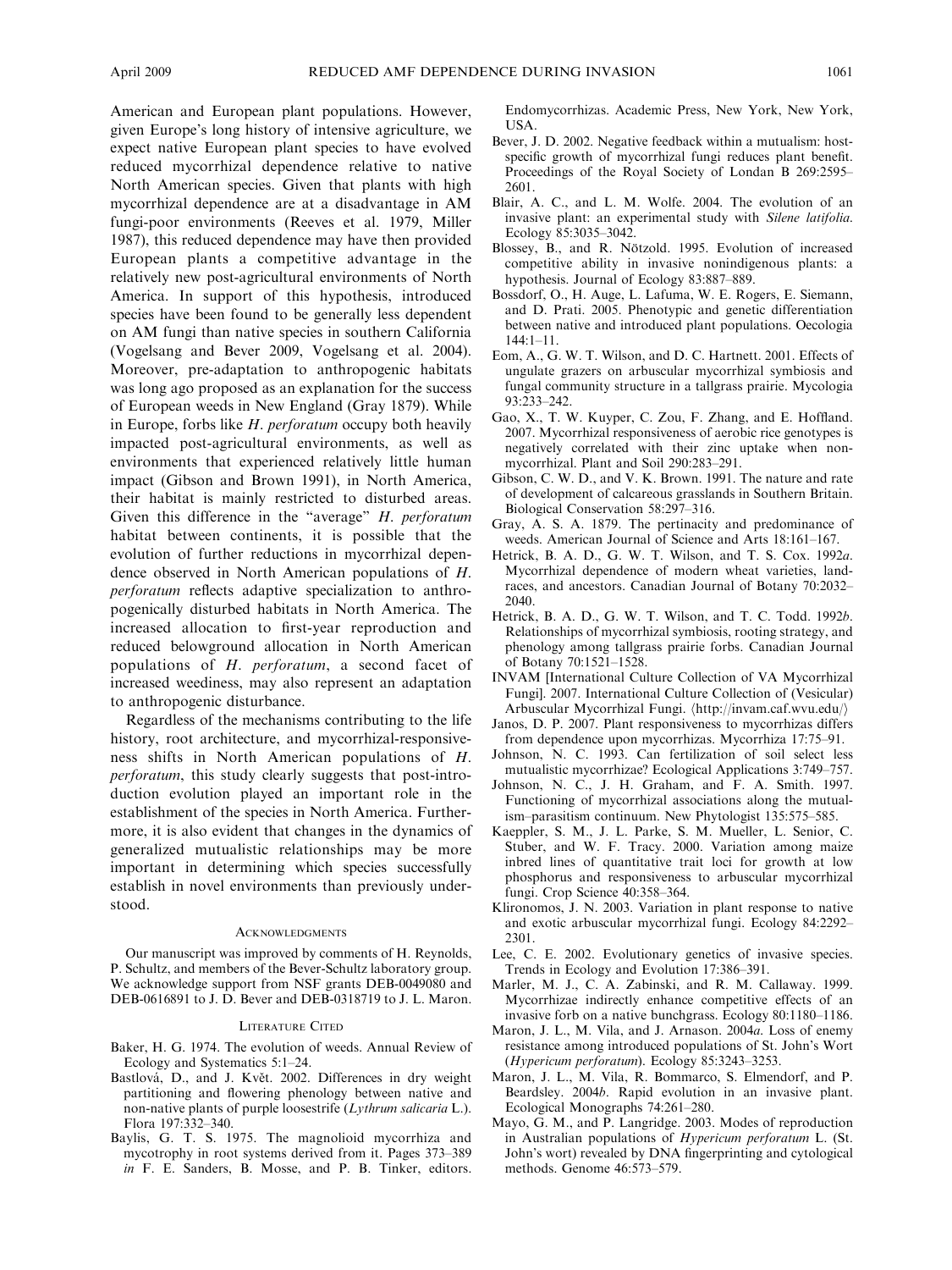American and European plant populations. However, given Europe's long history of intensive agriculture, we expect native European plant species to have evolved reduced mycorrhizal dependence relative to native North American species. Given that plants with high mycorrhizal dependence are at a disadvantage in AM fungi-poor environments (Reeves et al. 1979, Miller 1987), this reduced dependence may have then provided European plants a competitive advantage in the relatively new post-agricultural environments of North America. In support of this hypothesis, introduced species have been found to be generally less dependent on AM fungi than native species in southern California (Vogelsang and Bever 2009, Vogelsang et al. 2004). Moreover, pre-adaptation to anthropogenic habitats was long ago proposed as an explanation for the success of European weeds in New England (Gray 1879). While in Europe, forbs like *H. perforatum* occupy both heavily impacted post-agricultural environments, as well as environments that experienced relatively little human impact (Gibson and Brown 1991), in North America, their habitat is mainly restricted to disturbed areas. Given this difference in the "average" *H. perforatum* habitat between continents, it is possible that the evolution of further reductions in mycorrhizal dependence observed in North American populations of *H. perforatum* reflects adaptive specialization to anthropogenically disturbed habitats in North America. The increased allocation to first-year reproduction and reduced belowground allocation in North American populations of *H. perforatum*, a second facet of increased weediness, may also represent an adaptation to anthropogenic disturbance.

Regardless of the mechanisms contributing to the life history, root architecture, and mycorrhizal-responsiveness shifts in North American populations of *H. perforatum*, this study clearly suggests that post-introduction evolution played an important role in the establishment of the species in North America. Furthermore, it is also evident that changes in the dynamics of generalized mutualistic relationships may be more important in determining which species successfully establish in novel environments than previously understood.

## Acknowledgments

Our manuscript was improved by comments of H. Reynolds, P. Schultz, and members of the Bever-Schultz laboratory group. We acknowledge support from NSF grants DEB-0049080 and DEB-0616891 to J. D. Bever and DEB-0318719 to J. L. Maron.

## Literature Cited

Baker, H. G. 1974. The evolution of weeds. Annual Review of Ecology and Systematics 5:1–24.

Bastlová, D., and J. Květ. 2002. Differences in dry weight partitioning and flowering phenology between native and non-native plants of purple loosestrife (*Lythrum salicaria* L.). Flora 197:332–340.

Baylis, G. T. S. 1975. The magnolioid mycorrhiza and mycotrophy in root systems derived from it. Pages 373–389 *in* F. E. Sanders, B. Mosse, and P. B. Tinker, editors. Endomycorrhizas. Academic Press, New York, New York, USA.

Bever, J. D. 2002. Negative feedback within a mutualism: host-specific growth of mycorrhizal fungi reduces plant benefit. Proceedings of the Royal Society of Londan B 269:2595–2601.

Blair, A. C., and L. M. Wolfe. 2004. The evolution of an invasive plant: an experimental study with *Silene latifolia*. Ecology 85:3035–3042.

Blossey, B., and R. Nötzold. 1995. Evolution of increased competitive ability in invasive nonindigenous plants: a hypothesis. Journal of Ecology 83:887–889.

Bossdorf, O., H. Auge, L. Lafuma, W. E. Rogers, E. Siemann, and D. Prati. 2005. Phenotypic and genetic differentiation between native and introduced plant populations. Oecologia 144:1–11.

Eom, A., G. W. T. Wilson, and D. C. Hartnett. 2001. Effects of ungulate grazers on arbuscular mycorrhizal symbiosis and fungal community structure in a tallgrass prairie. Mycologia 93:233–242.

Gao, X., T. W. Kuyper, C. Zou, F. Zhang, and E. Hoffland. 2007. Mycorrhizal responsiveness of aerobic rice genotypes is negatively correlated with their zinc uptake when non-mycorrhizal. Plant and Soil 290:283–291.

Gibson, C. W. D., and V. K. Brown. 1991. The nature and rate of development of calcareous grasslands in Southern Britain. Biological Conservation 58:297–316.

Gray, A. S. A. 1879. The pertinacity and predominance of weeds. American Journal of Science and Arts 18:161–167.

Hetrick, B. A. D., G. W. T. Wilson, and T. S. Cox. 1992*a*. Mycorrhizal dependence of modern wheat varieties, landraces, and ancestors. Canadian Journal of Botany 70:2032–2040.

Hetrick, B. A. D., G. W. T. Wilson, and T. C. Todd. 1992*b*. Relationships of mycorrhizal symbiosis, rooting strategy, and phenology among tallgrass prairie forbs. Canadian Journal of Botany 70:1521–1528.

INVAM [International Culture Collection of VA Mycorrhizal Fungi]. 2007. International Culture Collection of (Vesicular) Arbuscular Mycorrhizal Fungi. ⟨http://invam.caf.wvu.edu/⟩

Janos, D. P. 2007. Plant responsiveness to mycorrhizas differs from dependence upon mycorrhizas. Mycorrhiza 17:75–91.

Johnson, N. C. 1993. Can fertilization of soil select less mutualistic mycorrhizae? Ecological Applications 3:749–757.

Johnson, N. C., J. H. Graham, and F. A. Smith. 1997. Functioning of mycorrhizal associations along the mutualism–parasitism continuum. New Phytologist 135:575–585.

Kaeppler, S. M., J. L. Parke, S. M. Mueller, L. Senior, C. Stuber, and W. F. Tracy. 2000. Variation among maize inbred lines of quantitative trait loci for growth at low phosphorus and responsiveness to arbuscular mycorrhizal fungi. Crop Science 40:358–364.

Klironomos, J. N. 2003. Variation in plant response to native and exotic arbuscular mycorrhizal fungi. Ecology 84:2292–2301.

Lee, C. E. 2002. Evolutionary genetics of invasive species. Trends in Ecology and Evolution 17:386–391.

Marler, M. J., C. A. Zabinski, and R. M. Callaway. 1999. Mycorrhizae indirectly enhance competitive effects of an invasive forb on a native bunchgrass. Ecology 80:1180–1186.

Maron, J. L., M. Vila, and J. Arnason. 2004*a*. Loss of enemy resistance among introduced populations of St. John's Wort (*Hypericum perforatum*). Ecology 85:3243–3253.

Maron, J. L., M. Vila, R. Bommarco, S. Elmendorf, and P. Beardsley. 2004*b*. Rapid evolution in an invasive plant. Ecological Monographs 74:261–280.

Mayo, G. M., and P. Langridge. 2003. Modes of reproduction in Australian populations of *Hypericum perforatum* L. (St. John's wort) revealed by DNA fingerprinting and cytological methods. Genome 46:573–579.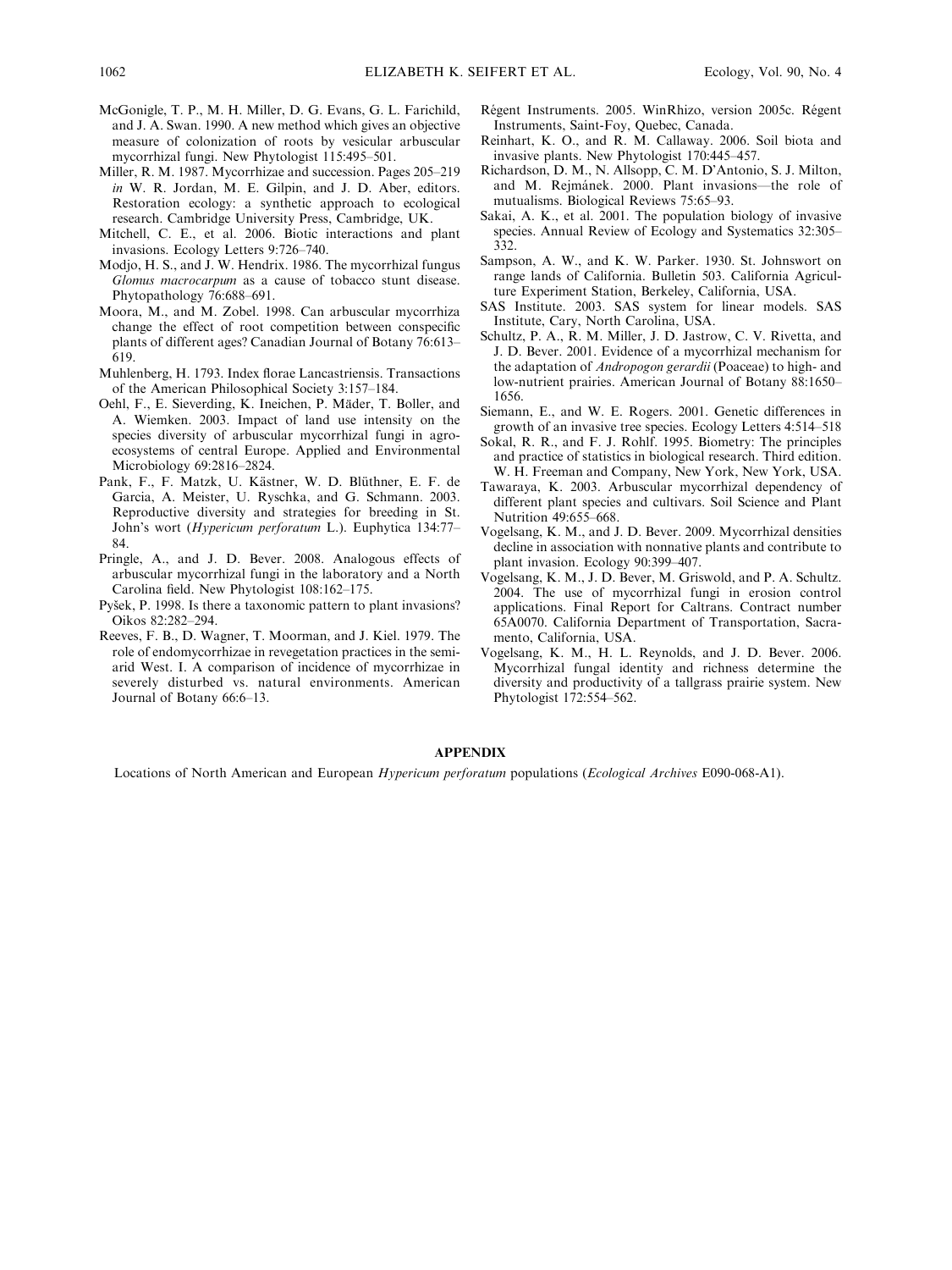McGonigle, T. P., M. H. Miller, D. G. Evans, G. L. Farichild, and J. A. Swan. 1990. A new method which gives an objective measure of colonization of roots by vesicular arbuscular mycorrhizal fungi. New Phytologist 115:495–501.

Miller, R. M. 1987. Mycorrhizae and succession. Pages 205–219 *in* W. R. Jordan, M. E. Gilpin, and J. D. Aber, editors. Restoration ecology: a synthetic approach to ecological research. Cambridge University Press, Cambridge, UK.

Mitchell, C. E., et al. 2006. Biotic interactions and plant invasions. Ecology Letters 9:726–740.

Modjo, H. S., and J. W. Hendrix. 1986. The mycorrhizal fungus *Glomus macrocarpum* as a cause of tobacco stunt disease. Phytopathology 76:688–691.

Moora, M., and M. Zobel. 1998. Can arbuscular mycorrhiza change the effect of root competition between conspecific plants of different ages? Canadian Journal of Botany 76:613–619.

Muhlenberg, H. 1793. Index florae Lancastriensis. Transactions of the American Philosophical Society 3:157–184.

Oehl, F., E. Sieverding, K. Ineichen, P. Mäder, T. Boller, and A. Wiemken. 2003. Impact of land use intensity on the species diversity of arbuscular mycorrhizal fungi in agroecosystems of central Europe. Applied and Environmental Microbiology 69:2816–2824.

Pank, F., F. Matzk, U. Kästner, W. D. Blüthner, E. F. de Garcia, A. Meister, U. Ryschka, and G. Schmann. 2003. Reproductive diversity and strategies for breeding in St. John's wort (*Hypericum perforatum* L.). Euphytica 134:77–84.

Pringle, A., and J. D. Bever. 2008. Analogous effects of arbuscular mycorrhizal fungi in the laboratory and a North Carolina field. New Phytologist 108:162–175.

Pyšek, P. 1998. Is there a taxonomic pattern to plant invasions? Oikos 82:282–294.

Reeves, F. B., D. Wagner, T. Moorman, and J. Kiel. 1979. The role of endomycorrhizae in revegetation practices in the semi-arid West. I. A comparison of incidence of mycorrhizae in severely disturbed vs. natural environments. American Journal of Botany 66:6–13.

Régent Instruments. 2005. WinRhizo, version 2005c. Régent Instruments, Saint-Foy, Quebec, Canada.

Reinhart, K. O., and R. M. Callaway. 2006. Soil biota and invasive plants. New Phytologist 170:445–457.

Richardson, D. M., N. Allsopp, C. M. D'Antonio, S. J. Milton, and M. Rejmánek. 2000. Plant invasions—the role of mutualisms. Biological Reviews 75:65–93.

Sakai, A. K., et al. 2001. The population biology of invasive species. Annual Review of Ecology and Systematics 32:305–332.

Sampson, A. W., and K. W. Parker. 1930. St. Johnswort on range lands of California. Bulletin 503. California Agriculture Experiment Station, Berkeley, California, USA.

SAS Institute. 2003. SAS system for linear models. SAS Institute, Cary, North Carolina, USA.

Schultz, P. A., R. M. Miller, J. D. Jastrow, C. V. Rivetta, and J. D. Bever. 2001. Evidence of a mycorrhizal mechanism for the adaptation of *Andropogon gerardii* (Poaceae) to high- and low-nutrient prairies. American Journal of Botany 88:1650–1656.

Siemann, E., and W. E. Rogers. 2001. Genetic differences in growth of an invasive tree species. Ecology Letters 4:514–518

Sokal, R. R., and F. J. Rohlf. 1995. Biometry: The principles and practice of statistics in biological research. Third edition. W. H. Freeman and Company, New York, New York, USA.

Tawaraya, K. 2003. Arbuscular mycorrhizal dependency of different plant species and cultivars. Soil Science and Plant Nutrition 49:655–668.

Vogelsang, K. M., and J. D. Bever. 2009. Mycorrhizal densities decline in association with nonnative plants and contribute to plant invasion. Ecology 90:399–407.

Vogelsang, K. M., J. D. Bever, M. Griswold, and P. A. Schultz. 2004. The use of mycorrhizal fungi in erosion control applications. Final Report for Caltrans. Contract number 65A0070. California Department of Transportation, Sacramento, California, USA.

Vogelsang, K. M., H. L. Reynolds, and J. D. Bever. 2006. Mycorrhizal fungal identity and richness determine the diversity and productivity of a tallgrass prairie system. New Phytologist 172:554–562.

## APPENDIX

Locations of North American and European *Hypericum perforatum* populations (*Ecological Archives* E090-068-A1).